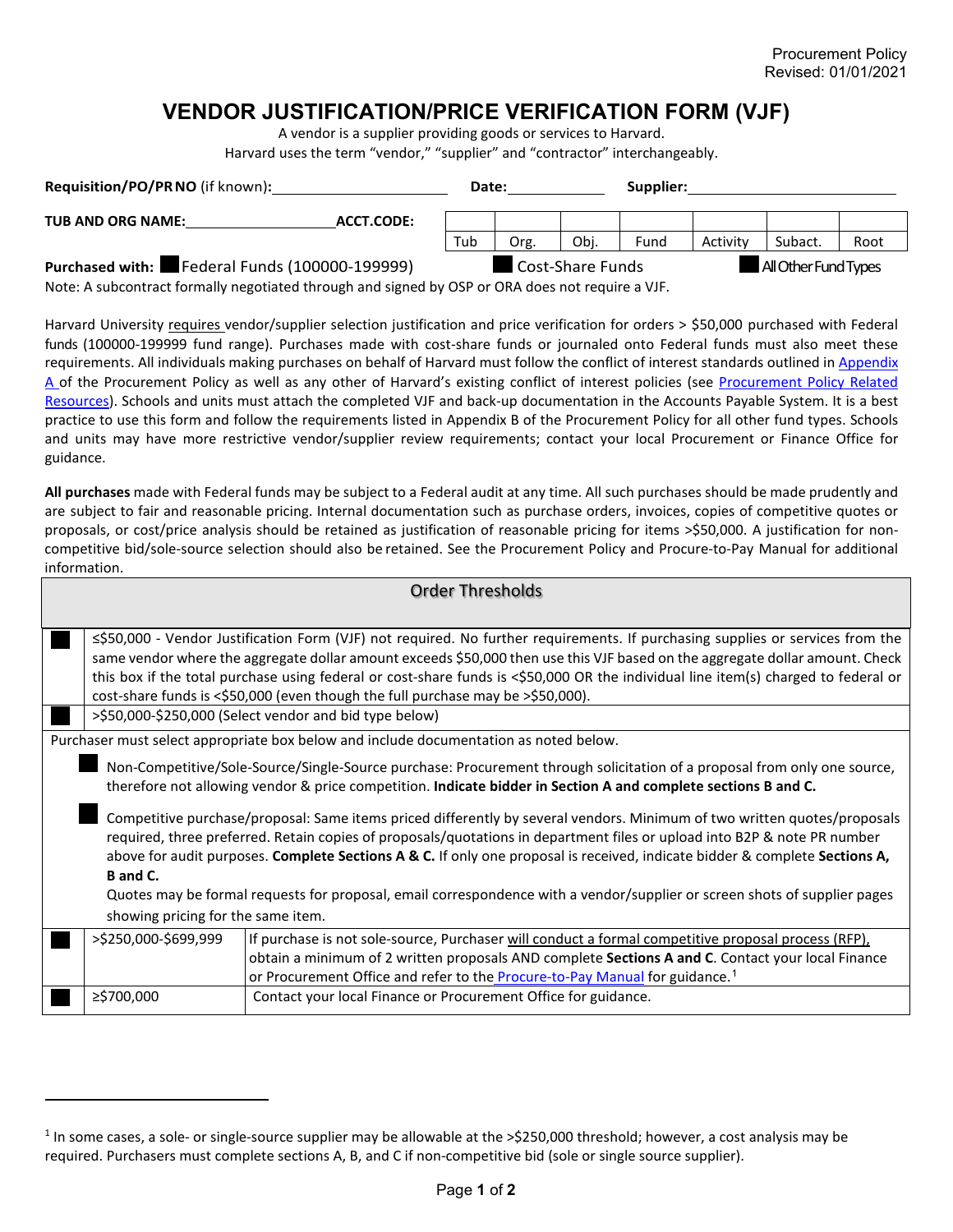Procurement Policy
Revised: 01/01/2021

# VENDOR JUSTIFICATION/PRICE VERIFICATION FORM (VJF)

A vendor is a supplier providing goods or services to Harvard.
Harvard uses the term "vendor," "supplier" and "contractor" interchangeably.

**Requisition/PO/PR NO** (if known)**:** ____________________ **Date:** ____________ **Supplier:** ____________________

**TUB AND ORG NAME:** ____________________ **ACCT.CODE:**

| | | | | | | |
|---|---|---|---|---|---|---|
| Tub | Org. | Obj. | Fund | Activity | Subact. | Root |

**Purchased with:** ■ Federal Funds (100000-199999) ■ Cost-Share Funds ■ All Other Fund Types

Note: A subcontract formally negotiated through and signed by OSP or ORA does not require a VJF.

Harvard University requires vendor/supplier selection justification and price verification for orders > $50,000 purchased with Federal funds (100000-199999 fund range). Purchases made with cost-share funds or journaled onto Federal funds must also meet these requirements. All individuals making purchases on behalf of Harvard must follow the conflict of interest standards outlined in Appendix A of the Procurement Policy as well as any other of Harvard's existing conflict of interest policies (see Procurement Policy Related Resources). Schools and units must attach the completed VJF and back-up documentation in the Accounts Payable System. It is a best practice to use this form and follow the requirements listed in Appendix B of the Procurement Policy for all other fund types. Schools and units may have more restrictive vendor/supplier review requirements; contact your local Procurement or Finance Office for guidance.

**All purchases** made with Federal funds may be subject to a Federal audit at any time. All such purchases should be made prudently and are subject to fair and reasonable pricing. Internal documentation such as purchase orders, invoices, copies of competitive quotes or proposals, or cost/price analysis should be retained as justification of reasonable pricing for items >$50,000. A justification for non-competitive bid/sole-source selection should also be retained. See the Procurement Policy and Procure-to-Pay Manual for additional information.

## Order Thresholds

| | | |
|---|---|---|
| ■ | ≤$50,000 - Vendor Justification Form (VJF) not required. No further requirements. If purchasing supplies or services from the same vendor where the aggregate dollar amount exceeds $50,000 then use this VJF based on the aggregate dollar amount. Check this box if the total purchase using federal or cost-share funds is <$50,000 OR the individual line item(s) charged to federal or cost-share funds is <$50,000 (even though the full purchase may be >$50,000). | |
| ■ | >$50,000-$250,000 (Select vendor and bid type below) | |

Purchaser must select appropriate box below and include documentation as noted below.

■ Non-Competitive/Sole-Source/Single-Source purchase: Procurement through solicitation of a proposal from only one source, therefore not allowing vendor & price competition. **Indicate bidder in Section A and complete sections B and C.**

■ Competitive purchase/proposal: Same items priced differently by several vendors. Minimum of two written quotes/proposals required, three preferred. Retain copies of proposals/quotations in department files or upload into B2P & note PR number above for audit purposes. **Complete Sections A & C.** If only one proposal is received, indicate bidder & complete **Sections A, B and C.**
Quotes may be formal requests for proposal, email correspondence with a vendor/supplier or screen shots of supplier pages showing pricing for the same item.

| | | |
|---|---|---|
| ■ | >$250,000-$699,999 | If purchase is not sole-source, Purchaser will conduct a formal competitive proposal process (RFP), obtain a minimum of 2 written proposals AND complete **Sections A and C**. Contact your local Finance or Procurement Office and refer to the Procure-to-Pay Manual for guidance.[1] |
| ■ | ≥$700,000 | Contact your local Finance or Procurement Office for guidance. |

[1] In some cases, a sole- or single-source supplier may be allowable at the >$250,000 threshold; however, a cost analysis may be required. Purchasers must complete sections A, B, and C if non-competitive bid (sole or single source supplier).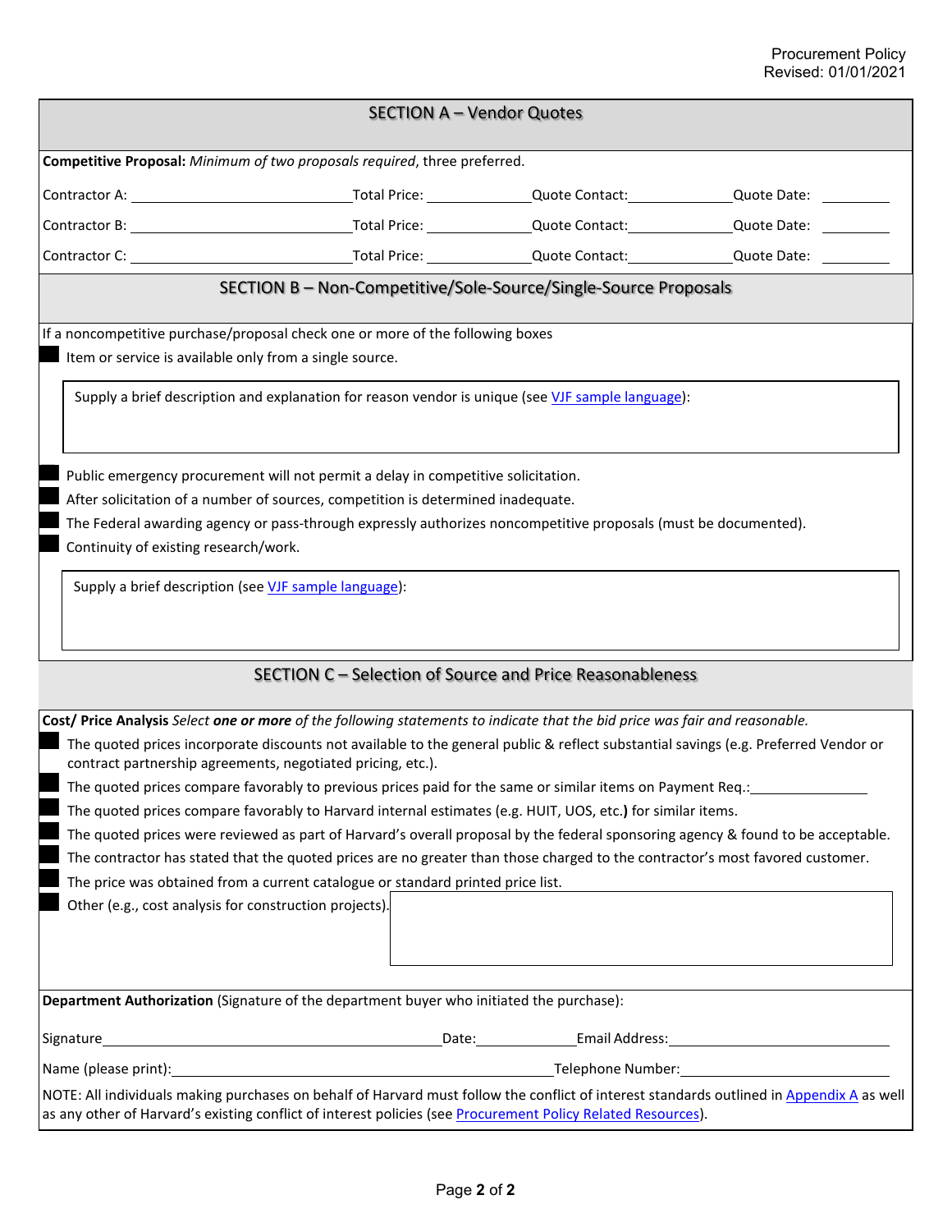Procurement Policy
Revised: 01/01/2021

## SECTION A – Vendor Quotes

**Competitive Proposal:** *Minimum of two proposals required*, three preferred.

Contractor A: ______________________ Total Price: __________ Quote Contact: __________ Quote Date: ________

Contractor B: ______________________ Total Price: __________ Quote Contact: __________ Quote Date: ________

Contractor C: ______________________ Total Price: __________ Quote Contact: __________ Quote Date: ________

## SECTION B – Non-Competitive/Sole-Source/Single-Source Proposals

If a noncompetitive purchase/proposal check one or more of the following boxes

- ☐ Item or service is available only from a single source.

Supply a brief description and explanation for reason vendor is unique (see VJF sample language):

- ☐ Public emergency procurement will not permit a delay in competitive solicitation.
- ☐ After solicitation of a number of sources, competition is determined inadequate.
- ☐ The Federal awarding agency or pass-through expressly authorizes noncompetitive proposals (must be documented).
- ☐ Continuity of existing research/work.

Supply a brief description (see VJF sample language):

## SECTION C – Selection of Source and Price Reasonableness

**Cost/ Price Analysis** *Select **one or more** of the following statements to indicate that the bid price was fair and reasonable.*

- ☐ The quoted prices incorporate discounts not available to the general public & reflect substantial savings (e.g. Preferred Vendor or contract partnership agreements, negotiated pricing, etc.).
- ☐ The quoted prices compare favorably to previous prices paid for the same or similar items on Payment Req.: ____________
- ☐ The quoted prices compare favorably to Harvard internal estimates (e.g. HUIT, UOS, etc.**)** for similar items.
- ☐ The quoted prices were reviewed as part of Harvard's overall proposal by the federal sponsoring agency & found to be acceptable.
- ☐ The contractor has stated that the quoted prices are no greater than those charged to the contractor's most favored customer.
- ☐ The price was obtained from a current catalogue or standard printed price list.
- ☐ Other (e.g., cost analysis for construction projects).

**Department Authorization** (Signature of the department buyer who initiated the purchase):

Signature ______________________________ Date: __________ Email Address: ______________________

Name (please print): ______________________________ Telephone Number: ______________________

NOTE: All individuals making purchases on behalf of Harvard must follow the conflict of interest standards outlined in Appendix A as well as any other of Harvard's existing conflict of interest policies (see Procurement Policy Related Resources).